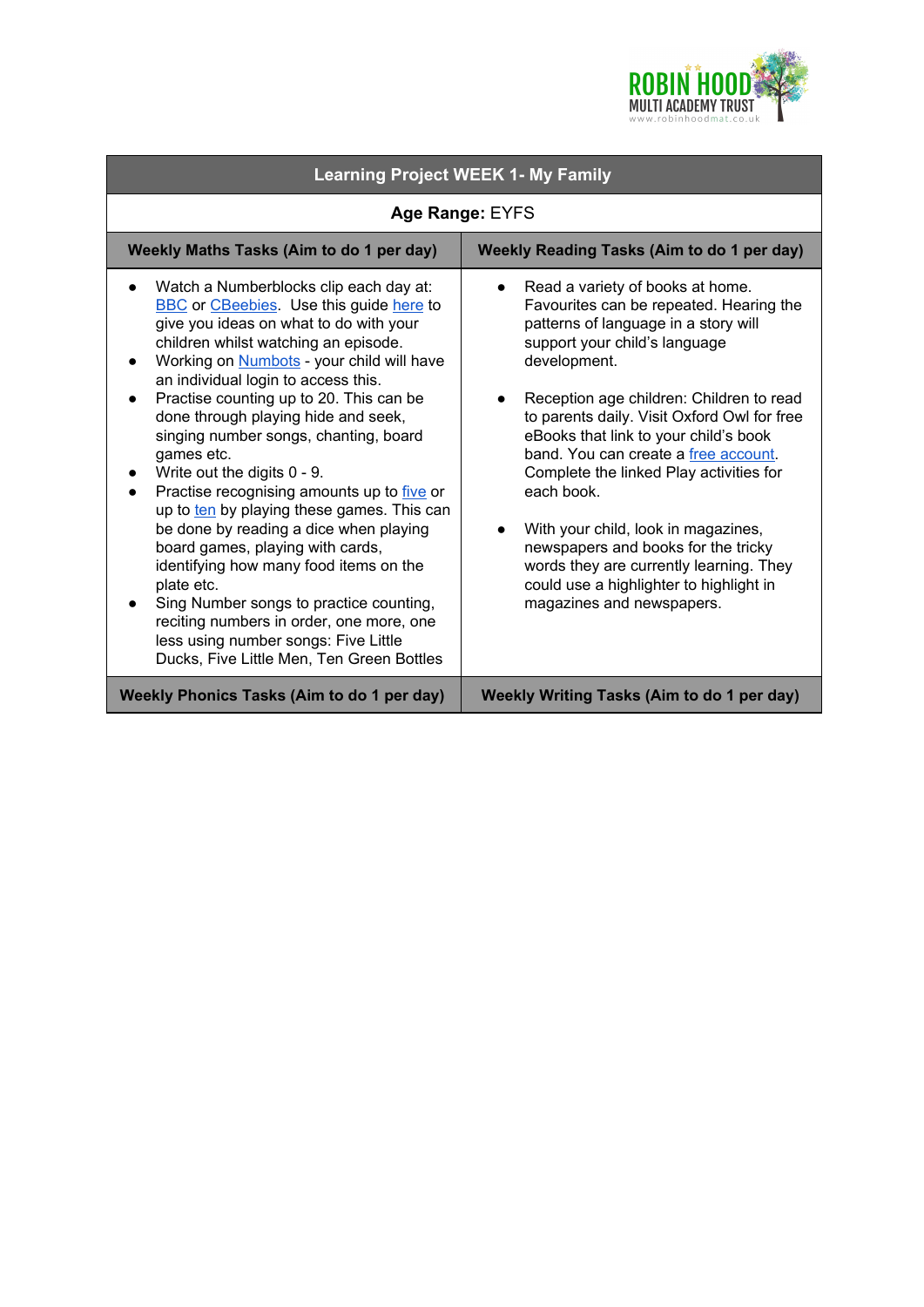| Learning Project WEEK 1- My Family | |
|---|---|
| **Age Range:** EYFS | |
| **Weekly Maths Tasks (Aim to do 1 per day)** | **Weekly Reading Tasks (Aim to do 1 per day)** |
| • Watch a Numberblocks clip each day at: BBC or CBeebies. Use this guide here to give you ideas on what to do with your children whilst watching an episode.<br>• Working on Numbots - your child will have an individual login to access this.<br>• Practise counting up to 20. This can be done through playing hide and seek, singing number songs, chanting, board games etc.<br>• Write out the digits 0 - 9.<br>• Practise recognising amounts up to five or up to ten by playing these games. This can be done by reading a dice when playing board games, playing with cards, identifying how many food items on the plate etc.<br>• Sing Number songs to practice counting, reciting numbers in order, one more, one less using number songs: Five Little Ducks, Five Little Men, Ten Green Bottles | • Read a variety of books at home. Favourites can be repeated. Hearing the patterns of language in a story will support your child's language development.<br><br>• Reception age children: Children to read to parents daily. Visit Oxford Owl for free eBooks that link to your child's book band. You can create a free account. Complete the linked Play activities for each book.<br><br>• With your child, look in magazines, newspapers and books for the tricky words they are currently learning. They could use a highlighter to highlight in magazines and newspapers. |
| **Weekly Phonics Tasks (Aim to do 1 per day)** | **Weekly Writing Tasks (Aim to do 1 per day)** |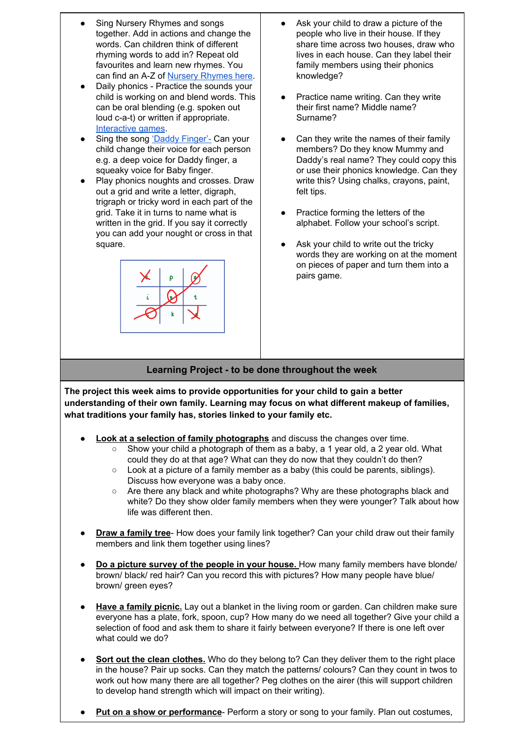- Sing Nursery Rhymes and songs together. Add in actions and change the words. Can children think of different rhyming words to add in? Repeat old favourites and learn new rhymes. You can find an A-Z of Nursery Rhymes here.
- Daily phonics - Practice the sounds your child is working on and blend words. This can be oral blending (e.g. spoken out loud c-a-t) or written if appropriate. Interactive games.
- Sing the song 'Daddy Finger'- Can your child change their voice for each person e.g. a deep voice for Daddy finger, a squeaky voice for Baby finger.
- Play phonics noughts and crosses. Draw out a grid and write a letter, digraph, trigraph or tricky word in each part of the grid. Take it in turns to name what is written in the grid. If you say it correctly you can add your nought or cross in that square.

- Ask your child to draw a picture of the people who live in their house. If they share time across two houses, draw who lives in each house. Can they label their family members using their phonics knowledge?
- Practice name writing. Can they write their first name? Middle name? Surname?
- Can they write the names of their family members? Do they know Mummy and Daddy's real name? They could copy this or use their phonics knowledge. Can they write this? Using chalks, crayons, paint, felt tips.
- Practice forming the letters of the alphabet. Follow your school's script.
- Ask your child to write out the tricky words they are working on at the moment on pieces of paper and turn them into a pairs game.

## Learning Project - to be done throughout the week

**The project this week aims to provide opportunities for your child to gain a better understanding of their own family. Learning may focus on what different makeup of families, what traditions your family has, stories linked to your family etc.**

- **Look at a selection of family photographs** and discuss the changes over time.
  - Show your child a photograph of them as a baby, a 1 year old, a 2 year old. What could they do at that age? What can they do now that they couldn't do then?
  - Look at a picture of a family member as a baby (this could be parents, siblings). Discuss how everyone was a baby once.
  - Are there any black and white photographs? Why are these photographs black and white? Do they show older family members when they were younger? Talk about how life was different then.
- **Draw a family tree**- How does your family link together? Can your child draw out their family members and link them together using lines?
- **Do a picture survey of the people in your house.** How many family members have blonde/ brown/ black/ red hair? Can you record this with pictures? How many people have blue/ brown/ green eyes?
- **Have a family picnic.** Lay out a blanket in the living room or garden. Can children make sure everyone has a plate, fork, spoon, cup? How many do we need all together? Give your child a selection of food and ask them to share it fairly between everyone? If there is one left over what could we do?
- **Sort out the clean clothes.** Who do they belong to? Can they deliver them to the right place in the house? Pair up socks. Can they match the patterns/ colours? Can they count in twos to work out how many there are all together? Peg clothes on the airer (this will support children to develop hand strength which will impact on their writing).
- **Put on a show or performance**- Perform a story or song to your family. Plan out costumes,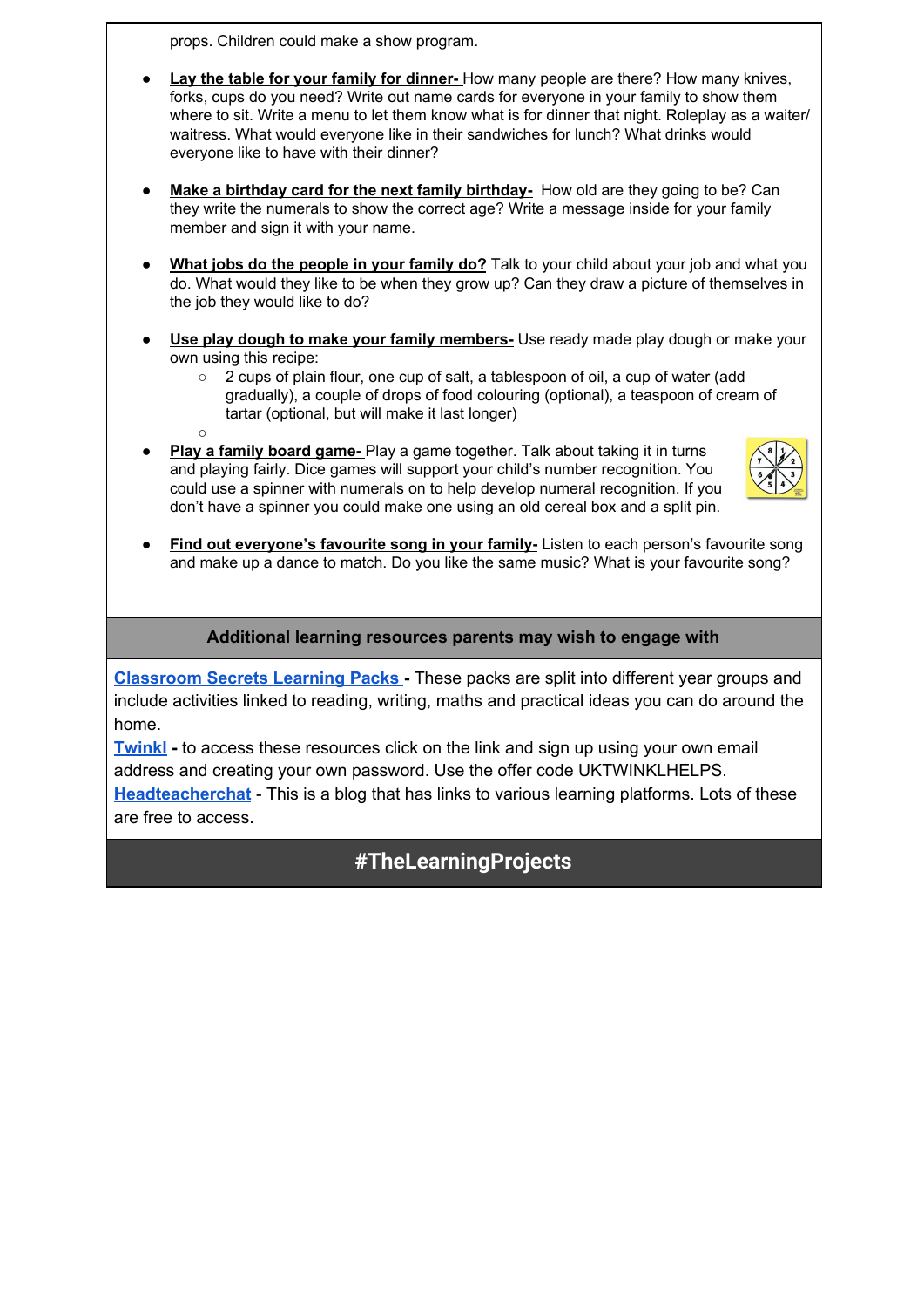props. Children could make a show program.

- **Lay the table for your family for dinner-** How many people are there? How many knives, forks, cups do you need? Write out name cards for everyone in your family to show them where to sit. Write a menu to let them know what is for dinner that night. Roleplay as a waiter/ waitress. What would everyone like in their sandwiches for lunch? What drinks would everyone like to have with their dinner?

- **Make a birthday card for the next family birthday-** How old are they going to be? Can they write the numerals to show the correct age? Write a message inside for your family member and sign it with your name.

- **What jobs do the people in your family do?** Talk to your child about your job and what you do. What would they like to be when they grow up? Can they draw a picture of themselves in the job they would like to do?

- **Use play dough to make your family members-** Use ready made play dough or make your own using this recipe:
  - 2 cups of plain flour, one cup of salt, a tablespoon of oil, a cup of water (add gradually), a couple of drops of food colouring (optional), a teaspoon of cream of tartar (optional, but will make it last longer)

- **Play a family board game-** Play a game together. Talk about taking it in turns and playing fairly. Dice games will support your child's number recognition. You could use a spinner with numerals on to help develop numeral recognition. If you don't have a spinner you could make one using an old cereal box and a split pin.

- **Find out everyone's favourite song in your family-** Listen to each person's favourite song and make up a dance to match. Do you like the same music? What is your favourite song?

## Additional learning resources parents may wish to engage with

**Classroom Secrets Learning Packs** - These packs are split into different year groups and include activities linked to reading, writing, maths and practical ideas you can do around the home.

**Twinkl** - to access these resources click on the link and sign up using your own email address and creating your own password. Use the offer code UKTWINKLHELPS.

**Headteacherchat** - This is a blog that has links to various learning platforms. Lots of these are free to access.

## #TheLearningProjects